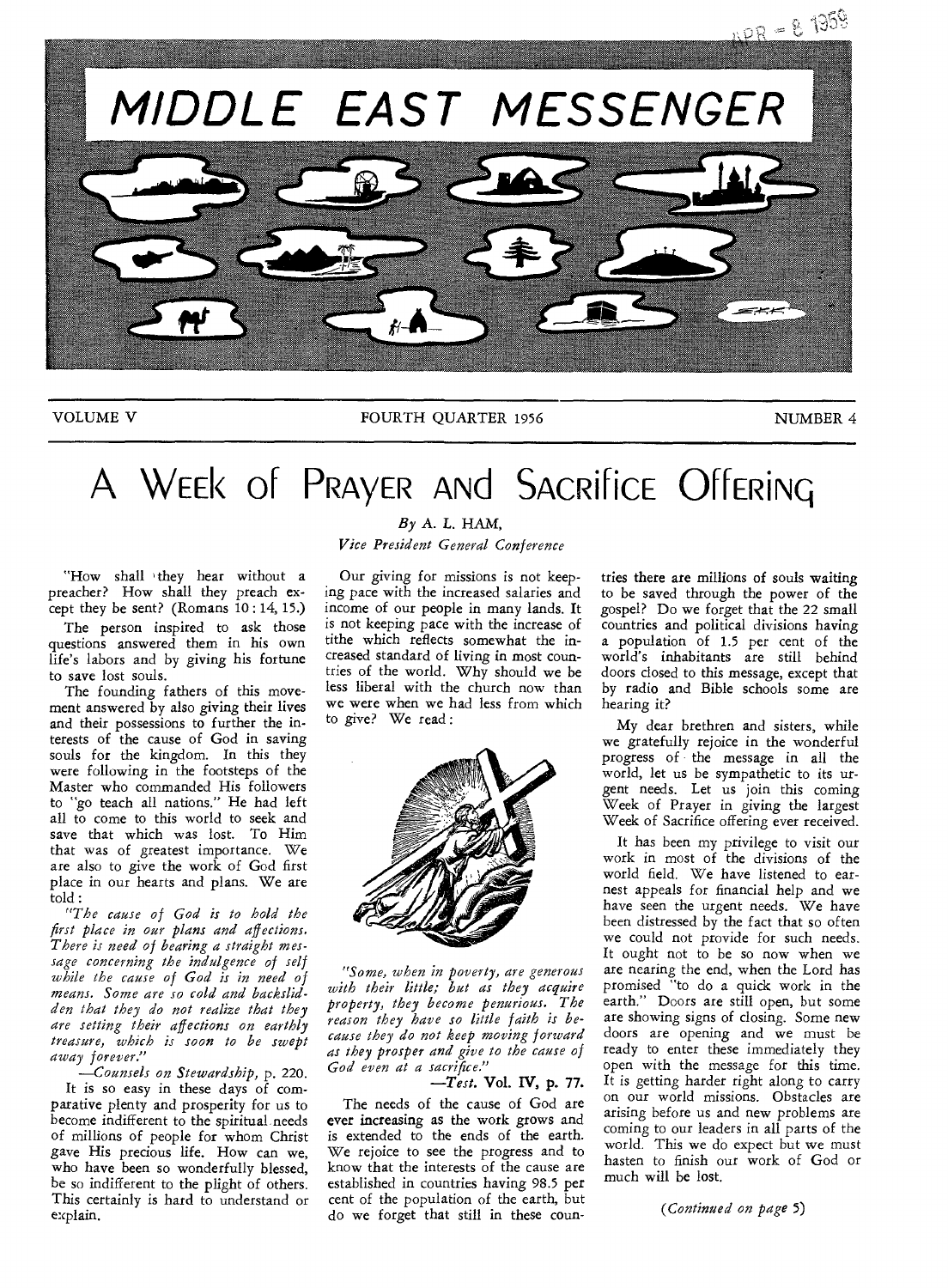# MIDDLE EAST MESSENGER

VOLUME V — FOURTH QUARTER 1956 — NUMBER 4

# A Week of Prayer and Sacrifice Offering

*By* A. L. HAM,
*Vice President General Conference*

"How shall they hear without a preacher? How shall they preach except they be sent? (Romans 10 : 14, 15.)

The person inspired to ask those questions answered them in his own life's labors and by giving his fortune to save lost souls.

The founding fathers of this movement answered by also giving their lives and their possessions to further the interests of the cause of God in saving souls for the kingdom. In this they were following in the footsteps of the Master who commanded His followers to "go teach all nations." He had left all to come to this world to seek and save that which was lost. To Him that was of greatest importance. We are also to give the work of God first place in our hearts and plans. We are told:

*"The cause of God is to hold the first place in our plans and affections. There is need of bearing a straight message concerning the indulgence of self while the cause of God is in need of means. Some are so cold and backslidden that they do not realize that they are setting their affections on earthly treasure, which is soon to be swept away forever."*

—*Counsels on Stewardship,* p. 220.

It is so easy in these days of comparative plenty and prosperity for us to become indifferent to the spiritual needs of millions of people for whom Christ gave His precious life. How can we, who have been so wonderfully blessed, be so indifferent to the plight of others. This certainly is hard to understand or explain.

Our giving for missions is not keeping pace with the increased salaries and income of our people in many lands. It is not keeping pace with the increase of tithe which reflects somewhat the increased standard of living in most countries of the world. Why should we be less liberal with the church now than we were when we had less from which to give? We read:

*"Some, when in poverty, are generous with their little; but as they acquire property, they become penurious. The reason they have so little faith is because they do not keep moving forward as they prosper and give to the cause of God even at a sacrifice."*

—*Test.* Vol. IV, p. 77.

The needs of the cause of God are ever increasing as the work grows and is extended to the ends of the earth. We rejoice to see the progress and to know that the interests of the cause are established in countries having 98.5 per cent of the population of the earth, but do we forget that still in these countries there are millions of souls waiting to be saved through the power of the gospel? Do we forget that the 22 small countries and political divisions having a population of 1.5 per cent of the world's inhabitants are still behind doors closed to this message, except that by radio and Bible schools some are hearing it?

My dear brethren and sisters, while we gratefully rejoice in the wonderful progress of the message in all the world, let us be sympathetic to its urgent needs. Let us join this coming Week of Prayer in giving the largest Week of Sacrifice offering ever received.

It has been my privilege to visit our work in most of the divisions of the world field. We have listened to earnest appeals for financial help and we have seen the urgent needs. We have been distressed by the fact that so often we could not provide for such needs. It ought not to be so now when we are nearing the end, when the Lord has promised "to do a quick work in the earth." Doors are still open, but some are showing signs of closing. Some new doors are opening and we must be ready to enter these immediately they open with the message for this time. It is getting harder right along to carry on our world missions. Obstacles are arising before us and new problems are coming to our leaders in all parts of the world. This we do expect but we must hasten to finish our work of God or much will be lost.

*(Continued on page 5)*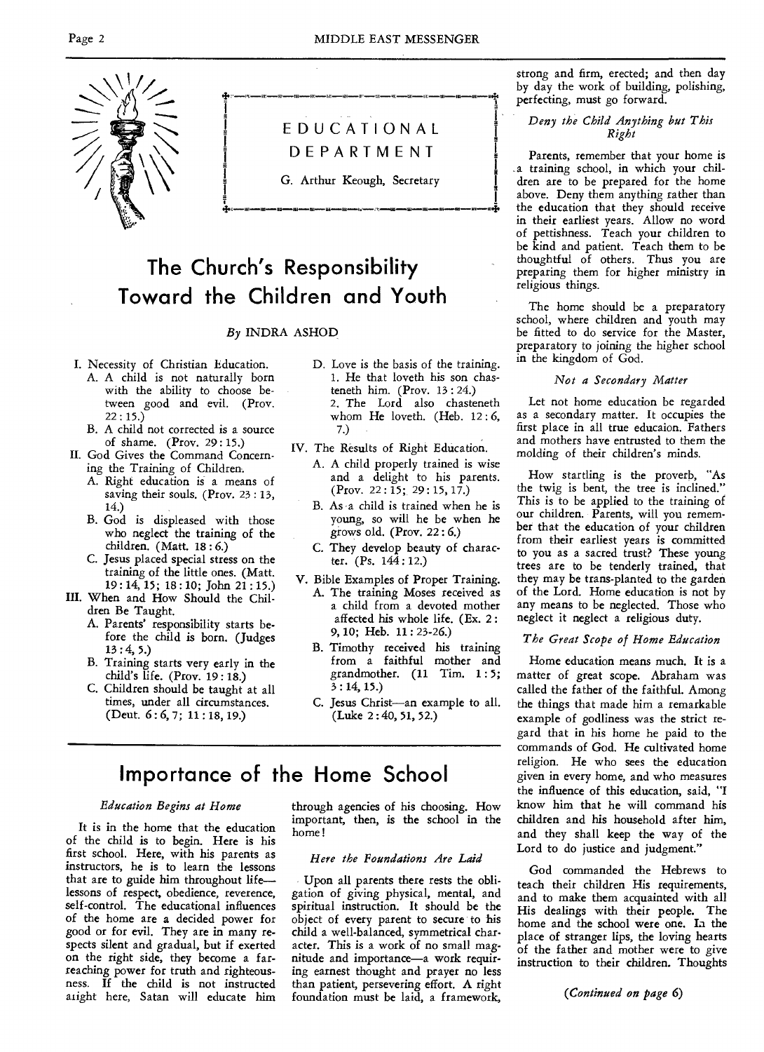# EDUCATIONAL DEPARTMENT

G. Arthur Keough, Secretary

## The Church's Responsibility Toward the Children and Youth

*By* INDRA ASHOD

I. Necessity of Christian Education.
  - A. A child is not naturally born with the ability to choose between good and evil. (Prov. 22 : 15.)
  - B. A child not corrected is a source of shame. (Prov. 29 : 15.)

II. God Gives the Command Concerning the Training of Children.
  - A. Right education is a means of saving their souls. (Prov. 23 : 13, 14.)
  - B. God is displeased with those who neglect the training of the children. (Matt. 18 : 6.)
  - C. Jesus placed special stress on the training of the little ones. (Matt. 19 : 14, 15; 18 : 10; John 21 : 15.)

III. When and How Should the Children Be Taught.
  - A. Parents' responsibility starts before the child is born. (Judges 13 : 4, 5.)
  - B. Training starts very early in the child's life. (Prov. 19 : 18.)
  - C. Children should be taught at all times, under all circumstances. (Deut. 6 : 6, 7; 11 : 18, 19.)
  - D. Love is the basis of the training.
    1. He that loveth his son chasteneth him. (Prov. 13 : 24.)
    2. The Lord also chasteneth whom He loveth. (Heb. 12 : 6, 7.)

IV. The Results of Right Education.
  - A. A child properly trained is wise and a delight to his parents. (Prov. 22 : 15; 29 : 15, 17.)
  - B. As a child is trained when he is young, so will he be when he grows old. (Prov. 22 : 6.)
  - C. They develop beauty of character. (Ps. 144 : 12.)

V. Bible Examples of Proper Training.
  - A. The training Moses received as a child from a devoted mother affected his whole life. (Ex. 2 : 9, 10; Heb. 11 : 23-26.)
  - B. Timothy received his training from a faithful mother and grandmother. (II Tim. 1 : 5; 3 : 14, 15.)
  - C. Jesus Christ—an example to all. (Luke 2 : 40, 51, 52.)

## Importance of the Home School

*Education Begins at Home*

It is in the home that the education of the child is to begin. Here is his first school. Here, with his parents as instructors, he is to learn the lessons that are to guide him throughout life—lessons of respect, obedience, reverence, self-control. The educational influences of the home are a decided power for good or for evil. They are in many respects silent and gradual, but if exerted on the right side, they become a far-reaching power for truth and righteousness. If the child is not instructed aright here, Satan will educate him through agencies of his choosing. How important, then, is the school in the home!

*Here the Foundations Are Laid*

Upon all parents there rests the obligation of giving physical, mental, and spiritual instruction. It should be the object of every parent to secure to his child a well-balanced, symmetrical character. This is a work of no small magnitude and importance—a work requiring earnest thought and prayer no less than patient, persevering effort. A right foundation must be laid, a framework, strong and firm, erected; and then day by day the work of building, polishing, perfecting, must go forward.

*Deny the Child Anything but This Right*

Parents, remember that your home is a training school, in which your children are to be prepared for the home above. Deny them anything rather than the education that they should receive in their earliest years. Allow no word of pettishness. Teach your children to be kind and patient. Teach them to be thoughtful of others. Thus you are preparing them for higher ministry in religious things.

The home should be a preparatory school, where children and youth may be fitted to do service for the Master, preparatory to joining the higher school in the kingdom of God.

*Not a Secondary Matter*

Let not home education be regarded as a secondary matter. It occupies the first place in all true educaion. Fathers and mothers have entrusted to them the molding of their children's minds.

How startling is the proverb, "As the twig is bent, the tree is inclined." This is to be applied to the training of our children. Parents, will you remember that the education of your children from their earliest years is committed to you as a sacred trust? These young trees are to be tenderly trained, that they may be trans-planted to the garden of the Lord. Home education is not by any means to be neglected. Those who neglect it neglect a religious duty.

*The Great Scope of Home Education*

Home education means much. It is a matter of great scope. Abraham was called the father of the faithful. Among the things that made him a remarkable example of godliness was the strict regard that in his home he paid to the commands of God. He cultivated home religion. He who sees the education given in every home, and who measures the influence of this education, said, "I know him that he will command his children and his household after him, and they shall keep the way of the Lord to do justice and judgment."

God commanded the Hebrews to teach their children His requirements, and to make them acquainted with all His dealings with their people. The home and the school were one. In the place of stranger lips, the loving hearts of the father and mother were to give instruction to their children. Thoughts

*(Continued on page 6)*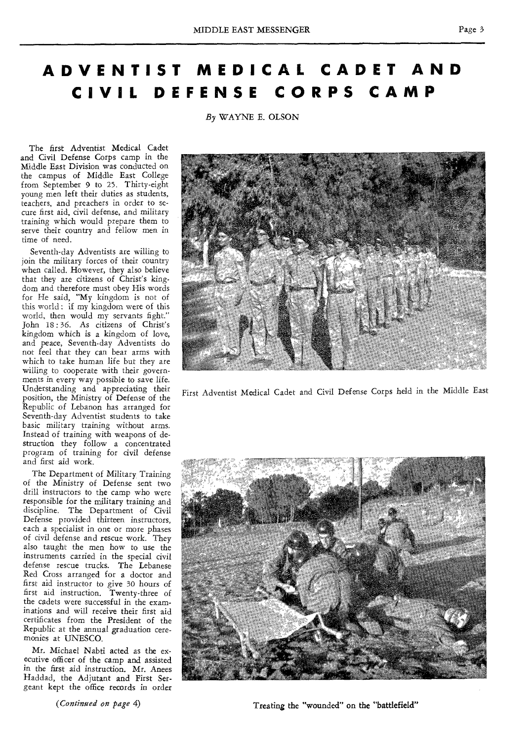# ADVENTIST MEDICAL CADET AND CIVIL DEFENSE CORPS CAMP

*By* WAYNE E. OLSON

The first Adventist Medical Cadet and Civil Defense Corps camp in the Middle East Division was conducted on the campus of Middle East College from September 9 to 25. Thirty-eight young men left their duties as students, teachers, and preachers in order to secure first aid, civil defense, and military training which would prepare them to serve their country and fellow men in time of need.

Seventh-day Adventists are willing to join the military forces of their country when called. However, they also believe that they are citizens of Christ's kingdom and therefore must obey His words for He said, "My kingdom is not of this world: if my kingdom were of this world, then would my servants fight." John 18:36. As citizens of Christ's kingdom which is a kingdom of love, and peace, Seventh-day Adventists do not feel that they can bear arms with which to take human life but they are willing to cooperate with their governments in every way possible to save life. Understanding and appreciating their position, the Ministry of Defense of the Republic of Lebanon has arranged for Seventh-day Adventist students to take basic military training without arms. Instead of training with weapons of destruction they follow a concentrated program of training for civil defense and first aid work.

The Department of Military Training of the Ministry of Defense sent two drill instructors to the camp who were responsible for the military training and discipline. The Department of Civil Defense provided thirteen instructors, each a specialist in one or more phases of civil defense and rescue work. They also taught the men how to use the instruments carried in the special civil defense rescue trucks. The Lebanese Red Cross arranged for a doctor and first aid instructor to give 30 hours of first aid instruction. Twenty-three of the cadets were successful in the examinations and will receive their first aid certificates from the President of the Republic at the annual graduation ceremonies at UNESCO.

Mr. Michael Nabti acted as the executive officer of the camp and assisted in the first aid instruction. Mr. Anees Haddad, the Adjutant and First Sergeant kept the office records in order

*(Continued on page 4)*

First Adventist Medical Cadet and Civil Defense Corps held in the Middle East

Treating the "wounded" on the "battlefield"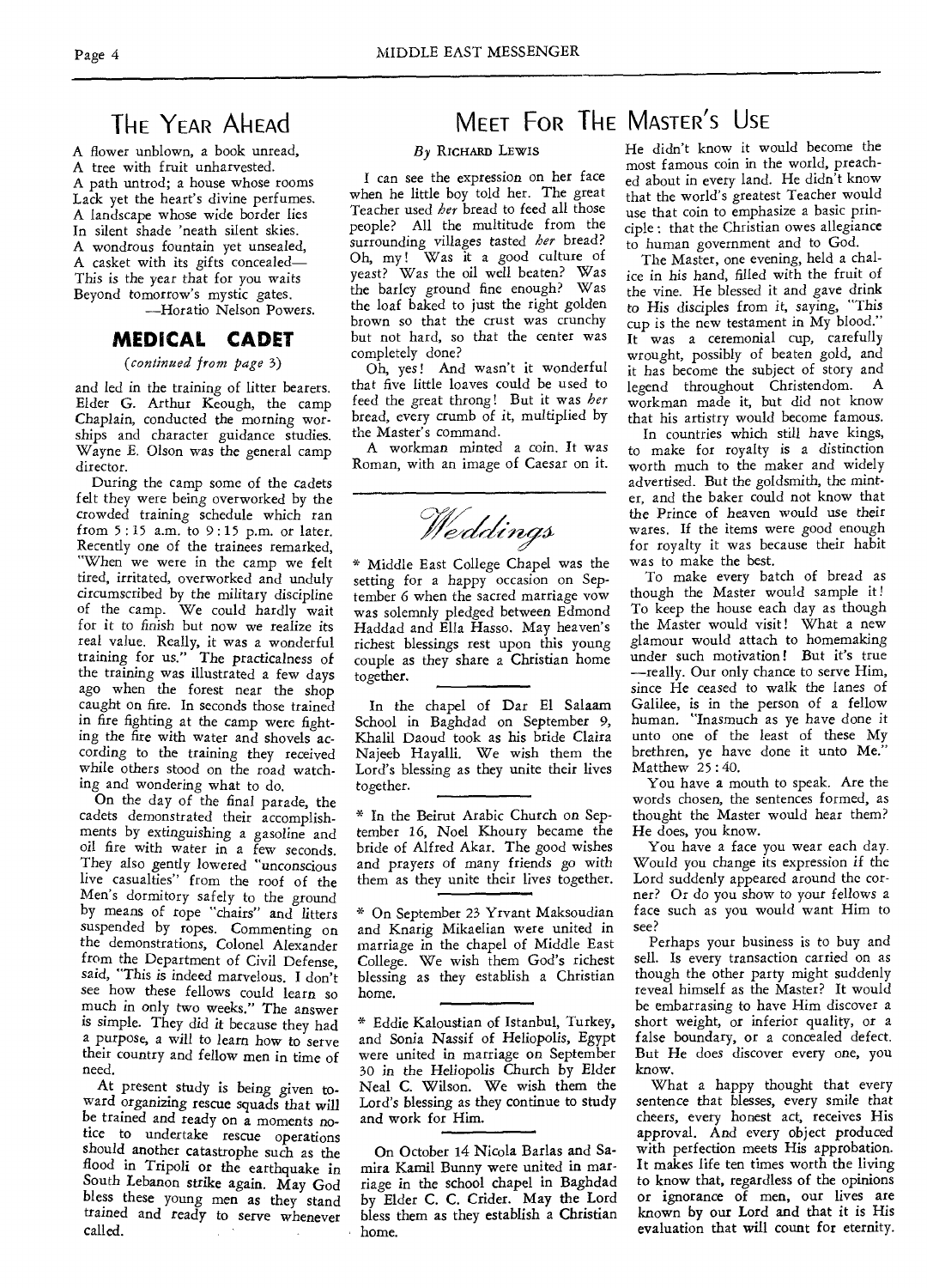## The Year Ahead

A flower unblown, a book unread,
A tree with fruit unharvested.
A path untrod; a house whose rooms
Lack yet the heart's divine perfumes.
A landscape whose wide border lies
In silent shade 'neath silent skies.
A wondrous fountain yet unsealed,
A casket with its gifts concealed—
This is the year that for you waits
Beyond tomorrow's mystic gates.

—Horatio Nelson Powers.

## MEDICAL CADET

*(continued from page 3)*

and led in the training of litter bearers. Elder G. Arthur Keough, the camp Chaplain, conducted the morning worships and character guidance studies. Wayne E. Olson was the general camp director.

During the camp some of the cadets felt they were being overworked by the crowded training schedule which ran from 5:15 a.m. to 9:15 p.m. or later. Recently one of the trainees remarked, "When we were in the camp we felt tired, irritated, overworked and unduly circumscribed by the military discipline of the camp. We could hardly wait for it to finish but now we realize its real value. Really, it was a wonderful training for us." The practicalness of the training was illustrated a few days ago when the forest near the shop caught on fire. In seconds those trained in fire fighting at the camp were fighting the fire with water and shovels according to the training they received while others stood on the road watching and wondering what to do.

On the day of the final parade, the cadets demonstrated their accomplishments by extinguishing a gasoline and oil fire with water in a few seconds. They also gently lowered "unconscious live casualties" from the roof of the Men's dormitory safely to the ground by means of rope "chairs" and litters suspended by ropes. Commenting on the demonstrations, Colonel Alexander from the Department of Civil Defense, said, "This is indeed marvelous. I don't see how these fellows could learn so much in only two weeks." The answer is simple. They did it because they had a purpose, a will to learn how to serve their country and fellow men in time of need.

At present study is being given toward organizing rescue squads that will be trained and ready on a moments notice to undertake rescue operations should another catastrophe such as the flood in Tripoli or the earthquake in South Lebanon strike again. May God bless these young men as they stand trained and ready to serve whenever called.

## Meet For The Master's Use

*By* Richard Lewis

I can see the expression on her face when he little boy told her. The great Teacher used *her* bread to feed all those people? All the multitude from the surrounding villages tasted *her* bread? Oh, my! Was it a good culture of yeast? Was the oil well beaten? Was the barley ground fine enough? Was the loaf baked to just the right golden brown so that the crust was crunchy but not hard, so that the center was completely done?

Oh, yes! And wasn't it wonderful that five little loaves could be used to feed the great throng! But it was *her* bread, every crumb of it, multiplied by the Master's command.

A workman minted a coin. It was Roman, with an image of Caesar on it. He didn't know it would become the most famous coin in the world, preached about in every land. He didn't know that the world's greatest Teacher would use that coin to emphasize a basic principle: that the Christian owes allegiance to human government and to God.

The Master, one evening, held a chalice in his hand, filled with the fruit of the vine. He blessed it and gave drink to His disciples from it, saying, "This cup is the new testament in My blood." It was a ceremonial cup, carefully wrought, possibly of beaten gold, and it has become the subject of story and legend throughout Christendom. A workman made it, but did not know that his artistry would become famous.

In countries which still have kings, to make for royalty is a distinction worth much to the maker and widely advertised. But the goldsmith, the minter, and the baker could not know that the Prince of heaven would use their wares. If the items were good enough for royalty it was because their habit was to make the best.

To make every batch of bread as though the Master would sample it! To keep the house each day as though the Master would visit! What a new glamour would attach to homemaking under such motivation! But it's true—really. Our only chance to serve Him, since He ceased to walk the lanes of Galilee, is in the person of a fellow human. "Inasmuch as ye have done it unto one of the least of these My brethren, ye have done it unto Me." Matthew 25:40.

You have a mouth to speak. Are the words chosen, the sentences formed, as thought the Master would hear them? He does, you know.

You have a face you wear each day. Would you change its expression if the Lord suddenly appeared around the corner? Or do you show to your fellows a face such as you would want Him to see?

Perhaps your business is to buy and sell. Is every transaction carried on as though the other party might suddenly reveal himself as the Master? It would be embarrasing to have Him discover a short weight, or inferior quality, or a false boundary, or a concealed defect. But He does discover every one, you know.

What a happy thought that every sentence that blesses, every smile that cheers, every honest act, receives His approval. And every object produced with perfection meets His approbation. It makes life ten times worth the living to know that, regardless of the opinions or ignorance of men, our lives are known by our Lord and that it is His evaluation that will count for eternity.

## *Weddings*

\* Middle East College Chapel was the setting for a happy occasion on September 6 when the sacred marriage vow was solemnly pledged between Edmond Haddad and Ella Hasso. May heaven's richest blessings rest upon this young couple as they share a Christian home together.

In the chapel of Dar El Salaam School in Baghdad on September 9, Khalil Daoud took as his bride Claira Najeeb Hayalli. We wish them the Lord's blessing as they unite their lives together.

\* In the Beirut Arabic Church on September 16, Noel Khoury became the bride of Alfred Akar. The good wishes and prayers of many friends go with them as they unite their lives together.

\* On September 23 Yrvant Maksoudian and Knarig Mikaelian were united in marriage in the chapel of Middle East College. We wish them God's richest blessing as they establish a Christian home.

\* Eddie Kaloustian of Istanbul, Turkey, and Sonia Nassif of Heliopolis, Egypt were united in marriage on September 30 in the Heliopolis Church by Elder Neal C. Wilson. We wish them the Lord's blessing as they continue to study and work for Him.

On October 14 Nicola Barlas and Samira Kamil Bunny were united in marriage in the school chapel in Baghdad by Elder C. C. Crider. May the Lord bless them as they establish a Christian home.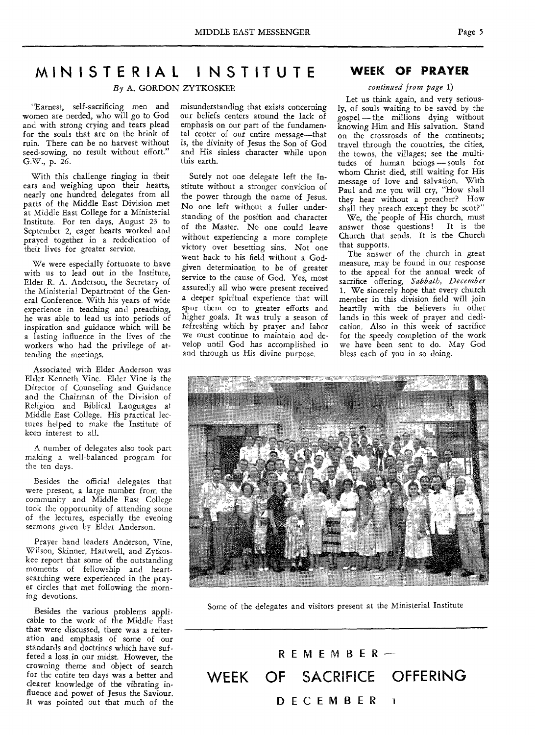# MINISTERIAL INSTITUTE

*By* A. GORDON ZYTKOSKEE

"Earnest, self-sacrificing men and women are needed, who will go to God and with strong crying and tears plead for the souls that are on the brink of ruin. There can be no harvest without seed-sowing, no result without effort." G.W., p. 26.

With this challenge ringing in their ears and weighing upon their hearts, nearly one hundred delegates from all parts of the Middle East Division met at Middle East College for a Ministerial Institute. For ten days, August 23 to September 2, eager hearts worked and prayed together in a rededication of their lives for greater service.

We were especially fortunate to have with us to lead out in the Institute, Elder R. A. Anderson, the Secretary of the Ministerial Department of the General Conference. With his years of wide experience in teaching and preaching, he was able to lead us into periods of inspiration and guidance which will be a lasting influence in the lives of the workers who had the privilege of attending the meetings.

Associated with Elder Anderson was Elder Kenneth Vine. Elder Vine is the Director of Counseling and Guidance and the Chairman of the Division of Religion and Biblical Languages at Middle East College. His practical lectures helped to make the Institute of keen interest to all.

A number of delegates also took part making a well-balanced program for the ten days.

Besides the official delegates that were present, a large number from the community and Middle East College took the opportunity of attending some of the lectures, especially the evening sermons given by Elder Anderson.

Prayer band leaders Anderson, Vine, Wilson, Skinner, Hartwell, and Zytkoskee report that some of the outstanding moments of fellowship and heart-searching were experienced in the prayer circles that met following the morning devotions.

Besides the various problems applicable to the work of the Middle East that were discussed, there was a reiteration and emphasis of some of our standards and doctrines which have suffered a loss in our midst. However, the crowning theme and object of search for the entire ten days was a better and clearer knowledge of the vibrating influence and power of Jesus the Saviour. It was pointed out that much of the misunderstanding that exists concerning our beliefs centers around the lack of emphasis on our part of the fundamental center of our entire message—that is, the divinity of Jesus the Son of God and His sinless character while upon this earth.

Surely not one delegate left the Institute without a stronger convicion of the power through the name of Jesus. No one left without a fuller understanding of the position and character of the Master. No one could leave without experiencing a more complete victory over besetting sins. Not one went back to his field without a God-given determination to be of greater service to the cause of God. Yes, most assuredly all who were present received a deeper spiritual experience that will spur them on to greater efforts and higher goals. It was truly a season of refreshing which by prayer and labor we must continue to maintain and develop until God has accomplished in and through us His divine purpose.

# WEEK OF PRAYER

*continued from page* 1)

Let us think again, and very seriously, of souls waiting to be saved by the gospel — the millions dying without knowing Him and His salvation. Stand on the crossroads of the continents; travel through the countries, the cities, the towns, the villages; see the multitudes of human beings — souls for whom Christ died, still waiting for His message of love and salvation. With Paul and me you will cry, "How shall they hear without a preacher? How shall they preach except they be sent?"

We, the people of His church, must answer those questions! It is the Church that sends. It is the Church that supports.

The answer of the church in great measure, may be found in our response to the appeal for the annual week of sacrifice offering, *Sabbath, December* 1. We sincerely hope that every church member in this division field will join heartily with the believers in other lands in this week of prayer and dedication. Also in this week of sacrifice for the speedy completion of the work we have been sent to do. May God bless each of you in so doing.

Some of the delegates and visitors present at the Ministerial Institute

REMEMBER—

**WEEK OF SACRIFICE OFFERING**

**DECEMBER 1**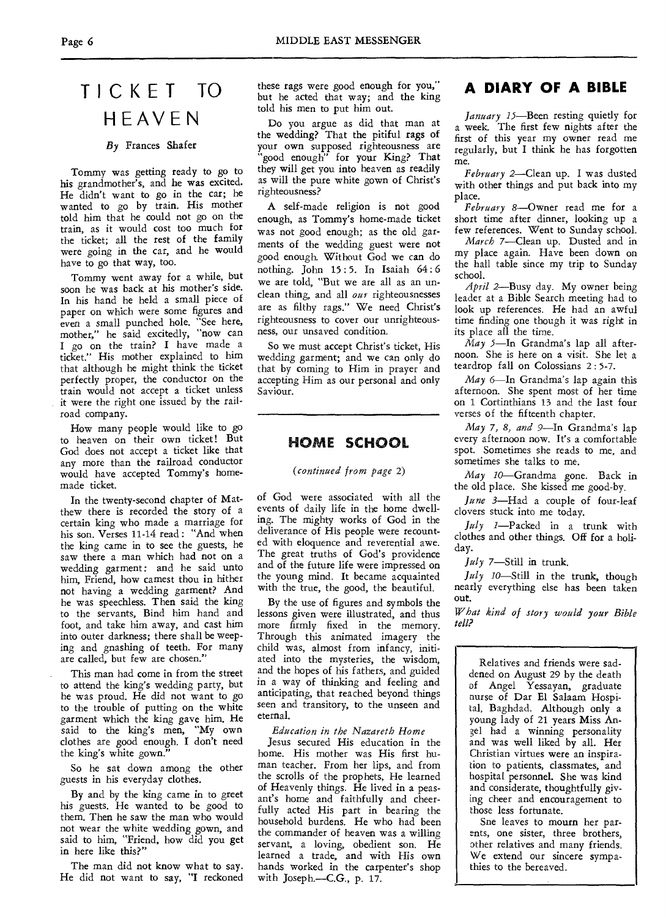# TICKET TO HEAVEN

*By* Frances Shafer

Tommy was getting ready to go to his grandmother's, and he was excited. He didn't want to go in the car; he wanted to go by train. His mother told him that he could not go on the train, as it would cost too much for the ticket; all the rest of the family were going in the car, and he would have to go that way, too.

Tommy went away for a while, but soon he was back at his mother's side. In his hand he held a small piece of paper on which were some figures and even a small punched hole. "See here, mother," he said excitedly, "now can I go on the train? I have made a ticket." His mother explained to him that although he might think the ticket perfectly proper, the conductor on the train would not accept a ticket unless it were the right one issued by the railroad company.

How many people would like to go to heaven on their own ticket! But God does not accept a ticket like that any more than the railroad conductor would have accepted Tommy's home-made ticket.

In the twenty-second chapter of Matthew there is recorded the story of a certain king who made a marriage for his son. Verses 11-14 read: "And when the king came in to see the guests, he saw there a man which had not on a wedding garment: and he said unto him, Friend, how camest thou in hither not having a wedding garment? And he was speechless. Then said the king to the servants, Bind him hand and foot, and take him away, and cast him into outer darkness; there shall be weeping and gnashing of teeth. For many are called, but few are chosen."

This man had come in from the street to attend the king's wedding party, but he was proud. He did not want to go to the trouble of putting on the white garment which the king gave him. He said to the king's men, "My own clothes are good enough. I don't need the king's white gown."

So he sat down among the other guests in his everyday clothes.

By and by the king came in to greet his guests. He wanted to be good to them. Then he saw the man who would not wear the white wedding gown, and said to him, "Friend, how did you get in here like this?"

The man did not know what to say. He did not want to say, "I reckoned these rags were good enough for you," but he acted that way; and the king told his men to put him out.

Do you argue as did that man at the wedding? That the pitiful rags of your own supposed righteousness are "good enough" for your King? That they will get you into heaven as readily as will the pure white gown of Christ's righteousness?

A self-made religion is not good enough, as Tommy's home-made ticket was not good enough; as the old garments of the wedding guest were not good enough. Without God we can do nothing. John 15:5. In Isaiah 64:6 we are told, "But we are all as an unclean thing, and all *our* righteousnesses are as filthy rags." We need Christ's righteousness to cover our unrighteousness, our unsaved condition.

So we must accept Christ's ticket, His wedding garment; and we can only do that by coming to Him in prayer and accepting Him as our personal and only Saviour.

## HOME SCHOOL

*(continued from page 2)*

of God were associated with all the events of daily life in the home dwelling. The mighty works of God in the deliverance of His people were recounted with eloquence and reverential awe. The great truths of God's providence and of the future life were impressed on the young mind. It became acquainted with the true, the good, the beautiful.

By the use of figures and symbols the lessons given were illustrated, and thus more firmly fixed in the memory. Through this animated imagery the child was, almost from infancy, initiated into the mysteries, the wisdom, and the hopes of his fathers, and guided in a way of thinking and feeling and anticipating, that reached beyond things seen and transitory, to the unseen and eternal.

*Education in the Nazareth Home*

Jesus secured His education in the home. His mother was His first human teacher. From her lips, and from the scrolls of the prophets, He learned of Heavenly things. He lived in a peasant's home and faithfully and cheerfully acted His part in bearing the household burdens. He who had been the commander of heaven was a willing servant, a loving, obedient son. He learned a trade, and with His own hands worked in the carpenter's shop with Joseph.—C.G., p. 17.

## A DIARY OF A BIBLE

*January 15*—Been resting quietly for a week. The first few nights after the first of this year my owner read me regularly, but I think he has forgotten me.

*February 2*—Clean up. I was dusted with other things and put back into my place.

*February 8*—Owner read me for a short time after dinner, looking up a few references. Went to Sunday school.

*March 7*—Clean up. Dusted and in my place again. Have been down on the hall table since my trip to Sunday school.

*April 2*—Busy day. My owner being leader at a Bible Search meeting had to look up references. He had an awful time finding one though it was right in its place all the time.

*May 5*—In Grandma's lap all afternoon. She is here on a visit. She let a teardrop fall on Colossians 2:5-7.

*May 6*—In Grandma's lap again this afternoon. She spent most of her time on 1 Cortinthians 13 and the last four verses of the fifteenth chapter.

*May 7, 8, and 9*—In Grandma's lap every afternoon now. It's a comfortable spot. Sometimes she reads to me, and sometimes she talks to me.

*May 10*—Grandma gone. Back in the old place. She kissed me good-by.

*June 3*—Had a couple of four-leaf clovers stuck into me today.

*July 1*—Packed in a trunk with clothes and other things. Off for a holiday.

*July 7*—Still in trunk.

*July 10*—Still in the trunk, though nearly everything else has been taken out.

*What kind of story would your Bible tell?*

---

Relatives and friends were saddened on August 29 by the death of Angel Yessayan, graduate nurse of Dar El Salaam Hospital, Baghdad. Although only a young lady of 21 years Miss Angel had a winning personality and was well liked by all. Her Christian virtues were an inspiration to patients, classmates, and hospital personnel. She was kind and considerate, thoughtfully giving cheer and encouragement to those less fortunate.

She leaves to mourn her parents, one sister, three brothers, other relatives and many friends. We extend our sincere sympathies to the bereaved.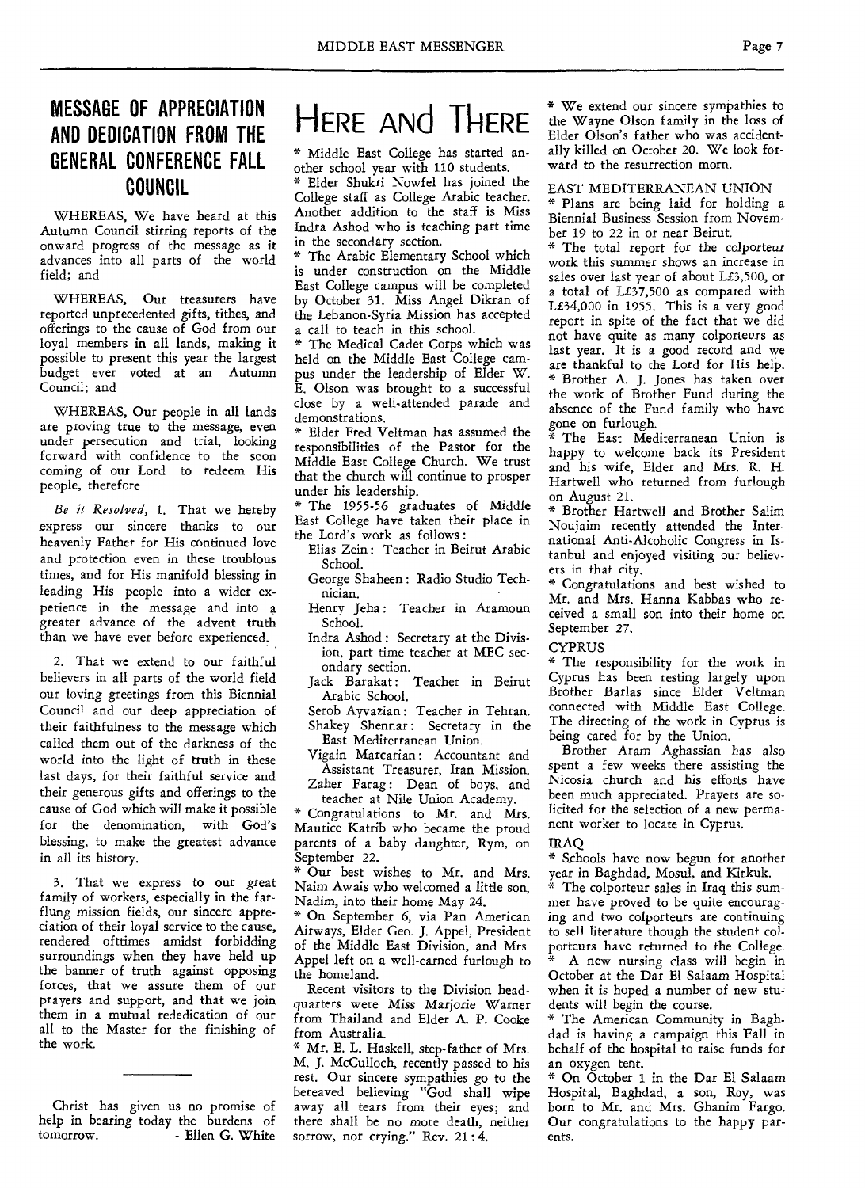## MESSAGE OF APPRECIATION AND DEDICATION FROM THE GENERAL CONFERENCE FALL COUNCIL

WHEREAS, We have heard at this Autumn Council stirring reports of the onward progress of the message as it advances into all parts of the world field; and

WHEREAS, Our treasurers have reported unprecedented gifts, tithes, and offerings to the cause of God from our loyal members in all lands, making it possible to present this year the largest budget ever voted at an Autumn Council; and

WHEREAS, Our people in all lands are proving true to the message, even under persecution and trial, looking forward with confidence to the soon coming of our Lord to redeem His people, therefore

*Be it Resolved,* 1. That we hereby express our sincere thanks to our heavenly Father for His continued love and protection even in these troublous times, and for His manifold blessing in leading His people into a wider experience in the message and into a greater advance of the advent truth than we have ever before experienced.

2. That we extend to our faithful believers in all parts of the world field our loving greetings from this Biennial Council and our deep appreciation of their faithfulness to the message which called them out of the darkness of the world into the light of truth in these last days, for their faithful service and their generous gifts and offerings to the cause of God which will make it possible for the denomination, with God's blessing, to make the greatest advance in all its history.

3. That we express to our great family of workers, especially in the far-flung mission fields, our sincere appreciation of their loyal service to the cause, rendered ofttimes amidst forbidding surroundings when they have held up the banner of truth against opposing forces, that we assure them of our prayers and support, and that we join them in a mutual rededication of our all to the Master for the finishing of the work.

---

Christ has given us no promise of help in bearing today the burdens of tomorrow. - Ellen G. White

# Here and There

* Middle East College has started another school year with 110 students.
* Elder Shukri Nowfel has joined the College staff as College Arabic teacher. Another addition to the staff is Miss Indra Ashod who is teaching part time in the secondary section.
* The Arabic Elementary School which is under construction on the Middle East College campus will be completed by October 31. Miss Angel Dikran of the Lebanon-Syria Mission has accepted a call to teach in this school.
* The Medical Cadet Corps which was held on the Middle East College campus under the leadership of Elder W. E. Olson was brought to a successful close by a well-attended parade and demonstrations.
* Elder Fred Veltman has assumed the responsibilities of the Pastor for the Middle East College Church. We trust that the church will continue to prosper under his leadership.
* The 1955-56 graduates of Middle East College have taken their place in the Lord's work as follows:
  - Elias Zein: Teacher in Beirut Arabic School.
  - George Shaheen: Radio Studio Technician.
  - Henry Jeha: Teacher in Aramoun School.
  - Indra Ashod: Secretary at the Division, part time teacher at MEC secondary section.
  - Jack Barakat: Teacher in Beirut Arabic School.
  - Serob Ayvazian: Teacher in Tehran.
  - Shakey Shennar: Secretary in the East Mediterranean Union.
  - Vigain Marcarian: Accountant and Assistant Treasurer, Iran Mission.
  - Zaher Farag: Dean of boys, and teacher at Nile Union Academy.
* Congratulations to Mr. and Mrs. Maurice Katrib who became the proud parents of a baby daughter, Rym, on September 22.
* Our best wishes to Mr. and Mrs. Naim Awais who welcomed a little son, Nadim, into their home May 24.
* On September 6, via Pan American Airways, Elder Geo. J. Appel, President of the Middle East Division, and Mrs. Appel left on a well-earned furlough to the homeland.

Recent visitors to the Division headquarters were Miss Marjorie Warner from Thailand and Elder A. P. Cooke from Australia.

* Mr. E. L. Haskell, step-father of Mrs. M. J. McCulloch, recently passed to his rest. Our sincere sympathies go to the bereaved believing "God shall wipe away all tears from their eyes; and there shall be no more death, neither sorrow, nor crying." Rev. 21:4.
* We extend our sincere sympathies to the Wayne Olson family in the loss of Elder Olson's father who was accidentally killed on October 20. We look forward to the resurrection morn.

### EAST MEDITERRANEAN UNION

* Plans are being laid for holding a Biennial Business Session from November 19 to 22 in or near Beirut.
* The total report for the colporteur work this summer shows an increase in sales over last year of about L£3,500, or a total of L£37,500 as compared with L£34,000 in 1955. This is a very good report in spite of the fact that we did not have quite as many colporteurs as last year. It is a good record and we are thankful to the Lord for His help.
* Brother A. J. Jones has taken over the work of Brother Fund during the absence of the Fund family who have gone on furlough.
* The East Mediterranean Union is happy to welcome back its President and his wife, Elder and Mrs. R. H. Hartwell who returned from furlough on August 21.
* Brother Hartwell and Brother Salim Noujaim recently attended the International Anti-Alcoholic Congress in Istanbul and enjoyed visiting our believers in that city.
* Congratulations and best wished to Mr. and Mrs. Hanna Kabbas who received a small son into their home on September 27.

### CYPRUS

* The responsibility for the work in Cyprus has been resting largely upon Brother Barlas since Elder Veltman connected with Middle East College. The directing of the work in Cyprus is being cared for by the Union.

Brother Aram Aghassian has also spent a few weeks there assisting the Nicosia church and his efforts have been much appreciated. Prayers are solicited for the selection of a new permanent worker to locate in Cyprus.

### IRAQ

* Schools have now begun for another year in Baghdad, Mosul, and Kirkuk.
* The colporteur sales in Iraq this summer have proved to be quite encouraging and two colporteurs are continuing to sell literature though the student colporteurs have returned to the College.
* A new nursing class will begin in October at the Dar El Salaam Hospital when it is hoped a number of new students will begin the course.
* The American Community in Baghdad is having a campaign this Fall in behalf of the hospital to raise funds for an oxygen tent.
* On October 1 in the Dar El Salaam Hospital, Baghdad, a son, Roy, was born to Mr. and Mrs. Ghanim Fargo. Our congratulations to the happy parents.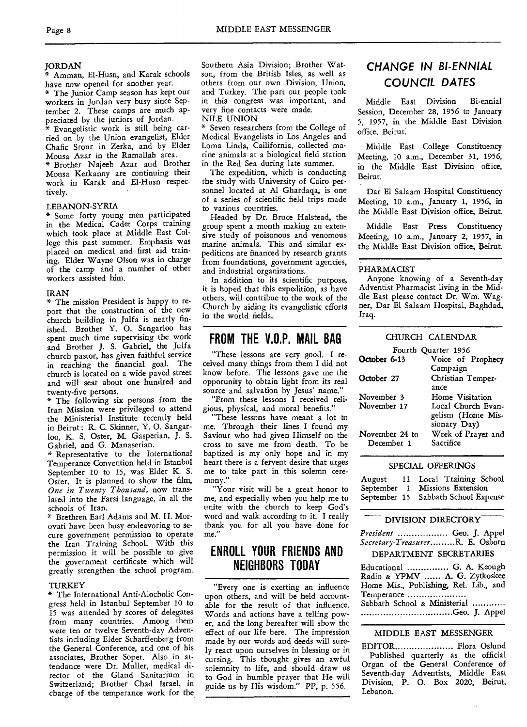## JORDAN

* Amman, El-Husn, and Karak schools have now opened for another year.
* The Junior Camp season has kept our workers in Jordan very busy since September 2. These camps are much appreciated by the juniors of Jordan.
* Evangelistic work is still being carried on by the Union evangelist, Elder Chafic Srour in Zerka, and by Elder Mousa Azar in the Ramallah area.
* Brother Najeeb Azar and Brother Mousa Kerkanny are continuing their work in Karak and El-Husn respectively.

## LEBANON-SYRIA

* Some forty young men participated in the Medical Cadet Corps training which took place at Middle East College this past summer. Emphasis was placed on medical and first aid training. Elder Wayne Olson was in charge of the camp and a number of other workers assisted him.

## IRAN

* The mission President is happy to report that the construction of the new church building in Julfa is nearly finished. Brother Y. O. Sangarloo has spent much time supervising the work and Brother J. S. Gabriel, the Julfa church pastor, has given faithful service in reaching the financial goal. The church is located on a wide paved street and will seat about one hundred and twenty-five persons.
* The following six persons from the Iran Mission were privileged to attend the Ministerial Institute recently held in Beirut: R. C. Skinner, Y. O. Sangarloo, K. S. Oster, M. Gasperian, J. S. Gabriel, and G. Manaserian.
* Representative to the International Temperance Convention held in Istanbul September 10 to 15, was Elder K. S. Oster. It is planned to show the film, *One in Twenty Thousand,* now translated into the Farsi language, in all the schools of Iran.
* Brethren Earl Adams and M. H. Morovati have been busy endeavoring to secure government permission to operate the Iran Training School. With this permission it will be possible to give the government certificate which will greatly strengthen the school program.

## TURKEY

* The International Anti-Alocholic Congress held in Istanbul September 10 to 15 was attended by scores of delegates from many countries. Among them were ten or twelve Seventh-day Adventists including Elder Scharffenberg from the General Conference, and one of his associates, Brother Soper. Also in attendance were Dr. Muller, medical director of the Gland Sanitarium in Switzerland; Brother Chad Israel, in charge of the temperance work for the Southern Asia Division; Brother Watson, from the British Isles, as well as others from our own Division, Union, and Turkey. The part our people took in this congress was important, and very fine contacts were made.

## NILE UNION

* Seven researchers from the College of Medical Evangelists in Los Angeles and Loma Linda, Cailifornia, collected marine animals at a biological field station in the Red Sea during late summer.

The expedition, which is conducting the study with University of Cairo personnel located at Al Ghardaqa, is one of a series of scientific field trips made to various countries.

Headed by Dr. Bruce Halstead, the group spent a month making an extensive study of poisonous and venomous marine animals. This and similar expeditions are financed by research grants from foundations, government agencies, and industrial organizations.

In addition to its scientific purpose, it is hoped that this expedition, as have others, will contribute to the work of the Church by aiding its evangelistic efforts in the world fields.

# FROM THE V.O.P. MAIL BAG

"These lessons are very good. I received many things from them I did not know before. The lessons gave me the opporunity to obtain light from its real source and salvation by Jesus' name."

"From these lessons I received religious, physical, and moral benefits."

"These lessons have meant a lot to me. Through their lines I found my Saviour who had given Himself on the cross to save me from death. To be baptized is my only hope and in my heart there is a fervent desire that urges me to take part in this solemn ceremony."

"Your visit will be a great honor to me, and especially when you help me to unite with the church to keep God's word and walk according to it. I really thank you for all you have done for me."

# ENROLL YOUR FRIENDS AND NEIGHBORS TODAY

"Every one is exerting an influence upon others, and will be held accountable for the result of that influence. Words and actions have a telling power, and the long hereafter will show the effect of our life here. The impression made by our words and deeds will surely react upon ourselves in blessing or in cursing. This thought gives an awful solemnity to life, and should draw us to God in humble prayer that He will guide us by His wisdom." PP, p. 556.

# CHANGE IN BI-ENNIAL COUNCIL DATES

Middle East Division Bi-ennial Session, December 28, 1956 to January 5, 1957, in the Middle East Division office, Beirut.

Middle East College Constituency Meeting, 10 a.m., December 31, 1956, in the Middle East Division office, Beirut.

Dar El Salaam Hospital Constituency Meeting, 10 a.m., January 1, 1956, in the Middle East Division office, Beirut.

Middle East Press Constituency Meeting, 10 a.m., January 2, 1957, in the Middle East Division office, Beirut.

## PHARMACIST

Anyone knowing of a Seventh-day Adventist Pharmacist living in the Middle East please contact Dr. Wm. Wagner, Dar El Salaam Hospital, Baghdad, Iraq.

## CHURCH CALENDAR

Fourth Quarter 1956

| | |
|---|---|
| **October 6-13** | Voice of Prophecy Campaign |
| October 27 | Christian Temperance |
| November 3 | Home Visitation |
| November 17 | Local Church Evangelism (Home Missionary Day) |
| November 24 to December 1 | Week of Prayer and Sacrifice |

## SPECIAL OFFERINGS

| | |
|---|---|
| August 11 | Local Training School |
| September 1 | Missions Extension |
| September 15 | Sabbath School Expense |

## DIVISION DIRECTORY

*President* .................. Geo. J. Appel
*Secretary-Treasurer*.........R. E. Osborn

### DEPARTMENT SECRETARIES

Educational ............... G. A. Keough
Radio & YPMV ...... A. G. Zytkoskee
Home Mis., Publishing, Rel. Lib., and Temperance ....................
Sabbath School & Ministerial ............ ................................Geo. J. Appel

## MIDDLE EAST MESSENGER

EDITOR..................... Flora Oslund

Published quarterly as the official Organ of the General Conference of Seventh-day Adventists, Middle East Division, P. O. Box 2020, Beirut, Lebanon.